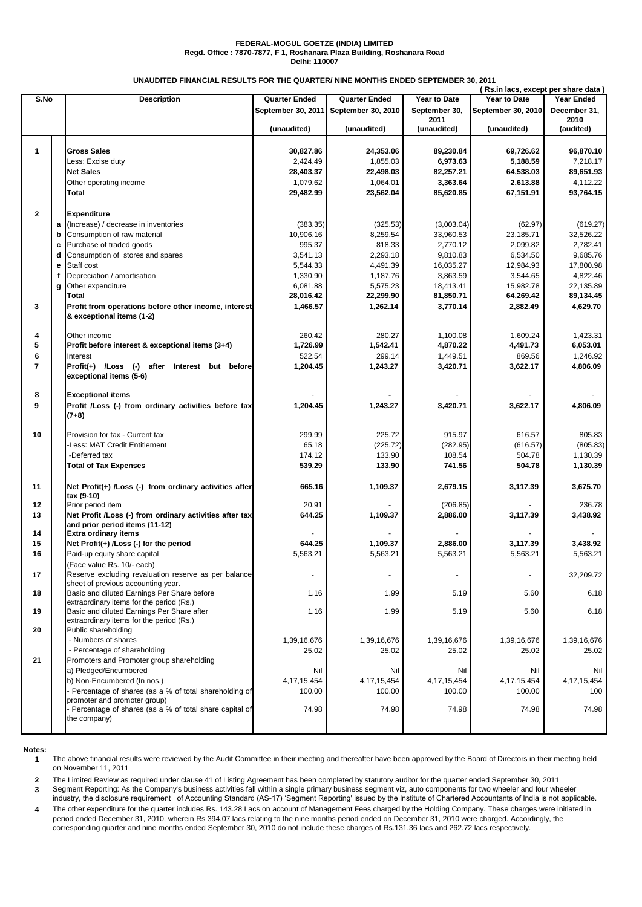**FEDERAL-MOGUL GOETZE (INDIA) LIMITED**
**Regd. Office : 7870-7877, F 1, Roshanara Plaza Building, Roshanara Road**
**Delhi: 110007**

**UNAUDITED FINANCIAL RESULTS FOR THE QUARTER/ NINE MONTHS ENDED SEPTEMBER 30, 2011**

( Rs.in lacs, except per share data )

| S.No | | Description | Quarter Ended September 30, 2011 (unaudited) | Quarter Ended September 30, 2010 (unaudited) | Year to Date September 30, 2011 (unaudited) | Year to Date September 30, 2010 (unaudited) | Year Ended December 31, 2010 (audited) |
|---|---|---|---|---|---|---|---|
| 1 | | **Gross Sales** | **30,827.86** | **24,353.06** | **89,230.84** | **69,726.62** | **96,870.10** |
| | | Less: Excise duty | 2,424.49 | 1,855.03 | **6,973.63** | **5,188.59** | 7,218.17 |
| | | **Net Sales** | **28,403.37** | **22,498.03** | **82,257.21** | **64,538.03** | **89,651.93** |
| | | Other operating income | 1,079.62 | 1,064.01 | **3,363.64** | **2,613.88** | 4,112.22 |
| | | **Total** | **29,482.99** | **23,562.04** | **85,620.85** | **67,151.91** | **93,764.15** |
| 2 | | **Expenditure** | | | | | |
| | a | (Increase) / decrease in inventories | (383.35) | (325.53) | (3,003.04) | (62.97) | (619.27) |
| | b | Consumption of raw material | 10,906.16 | 8,259.54 | 33,960.53 | 23,185.71 | 32,526.22 |
| | c | Purchase of traded goods | 995.37 | 818.33 | 2,770.12 | 2,099.82 | 2,782.41 |
| | d | Consumption of stores and spares | 3,541.13 | 2,293.18 | 9,810.83 | 6,534.50 | 9,685.76 |
| | e | Staff cost | 5,544.33 | 4,491.39 | 16,035.27 | 12,984.93 | 17,800.98 |
| | f | Depreciation / amortisation | 1,330.90 | 1,187.76 | 3,863.59 | 3,544.65 | 4,822.46 |
| | g | Other expenditure | 6,081.88 | 5,575.23 | 18,413.41 | 15,982.78 | 22,135.89 |
| | | **Total** | **28,016.42** | **22,299.90** | **81,850.71** | **64,269.42** | **89,134.45** |
| 3 | | **Profit from operations before other income, interest & exceptional items (1-2)** | **1,466.57** | **1,262.14** | **3,770.14** | **2,882.49** | **4,629.70** |
| 4 | | Other income | 260.42 | 280.27 | 1,100.08 | 1,609.24 | 1,423.31 |
| 5 | | **Profit before interest & exceptional items (3+4)** | **1,726.99** | **1,542.41** | **4,870.22** | **4,491.73** | **6,053.01** |
| 6 | | Interest | 522.54 | 299.14 | 1,449.51 | 869.56 | 1,246.92 |
| 7 | | **Profit(+) /Loss (-) after Interest but before exceptional items (5-6)** | **1,204.45** | **1,243.27** | **3,420.71** | **3,622.17** | **4,806.09** |
| 8 | | **Exceptional items** | - | - | - | - | - |
| 9 | | **Profit /Loss (-) from ordinary activities before tax (7+8)** | **1,204.45** | **1,243.27** | **3,420.71** | **3,622.17** | **4,806.09** |
| 10 | | Provision for tax - Current tax | 299.99 | 225.72 | 915.97 | 616.57 | 805.83 |
| | | -Less: MAT Credit Entitlement | 65.18 | (225.72) | (282.95) | (616.57) | (805.83) |
| | | -Deferred tax | 174.12 | 133.90 | 108.54 | 504.78 | 1,130.39 |
| | | **Total of Tax Expenses** | **539.29** | **133.90** | **741.56** | **504.78** | **1,130.39** |
| 11 | | **Net Profit(+) /Loss (-) from ordinary activities after tax (9-10)** | **665.16** | **1,109.37** | **2,679.15** | **3,117.39** | **3,675.70** |
| 12 | | Prior period item | 20.91 | - | (206.85) | - | 236.78 |
| 13 | | **Net Profit /Loss (-) from ordinary activities after tax and prior period items (11-12)** | **644.25** | **1,109.37** | **2,886.00** | **3,117.39** | **3,438.92** |
| 14 | | **Extra ordinary items** | - | - | - | - | - |
| 15 | | **Net Profit(+) /Loss (-) for the period** | **644.25** | **1,109.37** | **2,886.00** | **3,117.39** | **3,438.92** |
| 16 | | Paid-up equity share capital (Face value Rs. 10/- each) | 5,563.21 | 5,563.21 | 5,563.21 | 5,563.21 | 5,563.21 |
| 17 | | Reserve excluding revaluation reserve as per balance sheet of previous accounting year. | - | - | - | - | 32,209.72 |
| 18 | | Basic and diluted Earnings Per Share before extraordinary items for the period (Rs.) | 1.16 | 1.99 | 5.19 | 5.60 | 6.18 |
| 19 | | Basic and diluted Earnings Per Share after extraordinary items for the period (Rs.) | 1.16 | 1.99 | 5.19 | 5.60 | 6.18 |
| 20 | | Public shareholding | | | | | |
| | | - Numbers of shares | 1,39,16,676 | 1,39,16,676 | 1,39,16,676 | 1,39,16,676 | 1,39,16,676 |
| | | - Percentage of shareholding | 25.02 | 25.02 | 25.02 | 25.02 | 25.02 |
| 21 | | Promoters and Promoter group shareholding | | | | | |
| | | a) Pledged/Encumbered | Nil | Nil | Nil | Nil | Nil |
| | | b) Non-Encumbered (In nos.) | 4,17,15,454 | 4,17,15,454 | 4,17,15,454 | 4,17,15,454 | 4,17,15,454 |
| | | - Percentage of shares (as a % of total shareholding of promoter and promoter group) | 100.00 | 100.00 | 100.00 | 100.00 | 100 |
| | | - Percentage of shares (as a % of total share capital of the company) | 74.98 | 74.98 | 74.98 | 74.98 | 74.98 |

**Notes:**

1. The above financial results were reviewed by the Audit Committee in their meeting and thereafter have been approved by the Board of Directors in their meeting held on November 11, 2011
2. The Limited Review as required under clause 41 of Listing Agreement has been completed by statutory auditor for the quarter ended September 30, 2011
3. Segment Reporting: As the Company's business activities fall within a single primary business segment viz, auto components for two wheeler and four wheeler industry, the disclosure requirement of Accounting Standard (AS-17) 'Segment Reporting' issued by the Institute of Chartered Accountants of India is not applicable.
4. The other expenditure for the quarter includes Rs. 143.28 Lacs on account of Management Fees charged by the Holding Company. These charges were initiated in period ended December 31, 2010, wherein Rs 394.07 lacs relating to the nine months period ended on December 31, 2010 were charged. Accordingly, the corresponding quarter and nine months ended September 30, 2010 do not include these charges of Rs.131.36 lacs and 262.72 lacs respectively.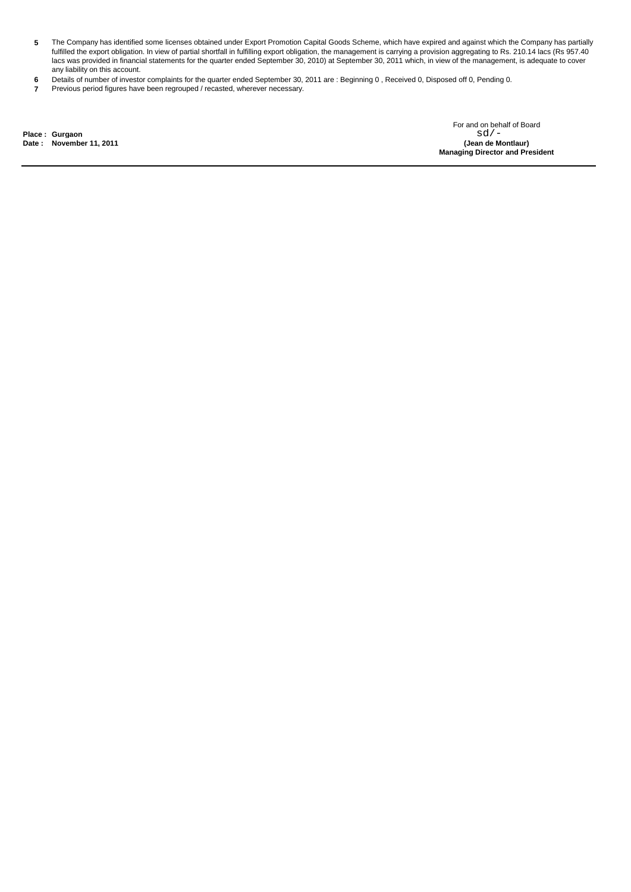5. The Company has identified some licenses obtained under Export Promotion Capital Goods Scheme, which have expired and against which the Company has partially fulfilled the export obligation. In view of partial shortfall in fulfilling export obligation, the management is carrying a provision aggregating to Rs. 210.14 lacs (Rs 957.40 lacs was provided in financial statements for the quarter ended September 30, 2010) at September 30, 2011 which, in view of the management, is adequate to cover any liability on this account.
6. Details of number of investor complaints for the quarter ended September 30, 2011 are : Beginning 0 , Received 0, Disposed off 0, Pending 0.
7. Previous period figures have been regrouped / recasted, wherever necessary.

For and on behalf of Board

sd/-

**(Jean de Montlaur)**
**Managing Director and President**

**Place : Gurgaon**
**Date : November 11, 2011**